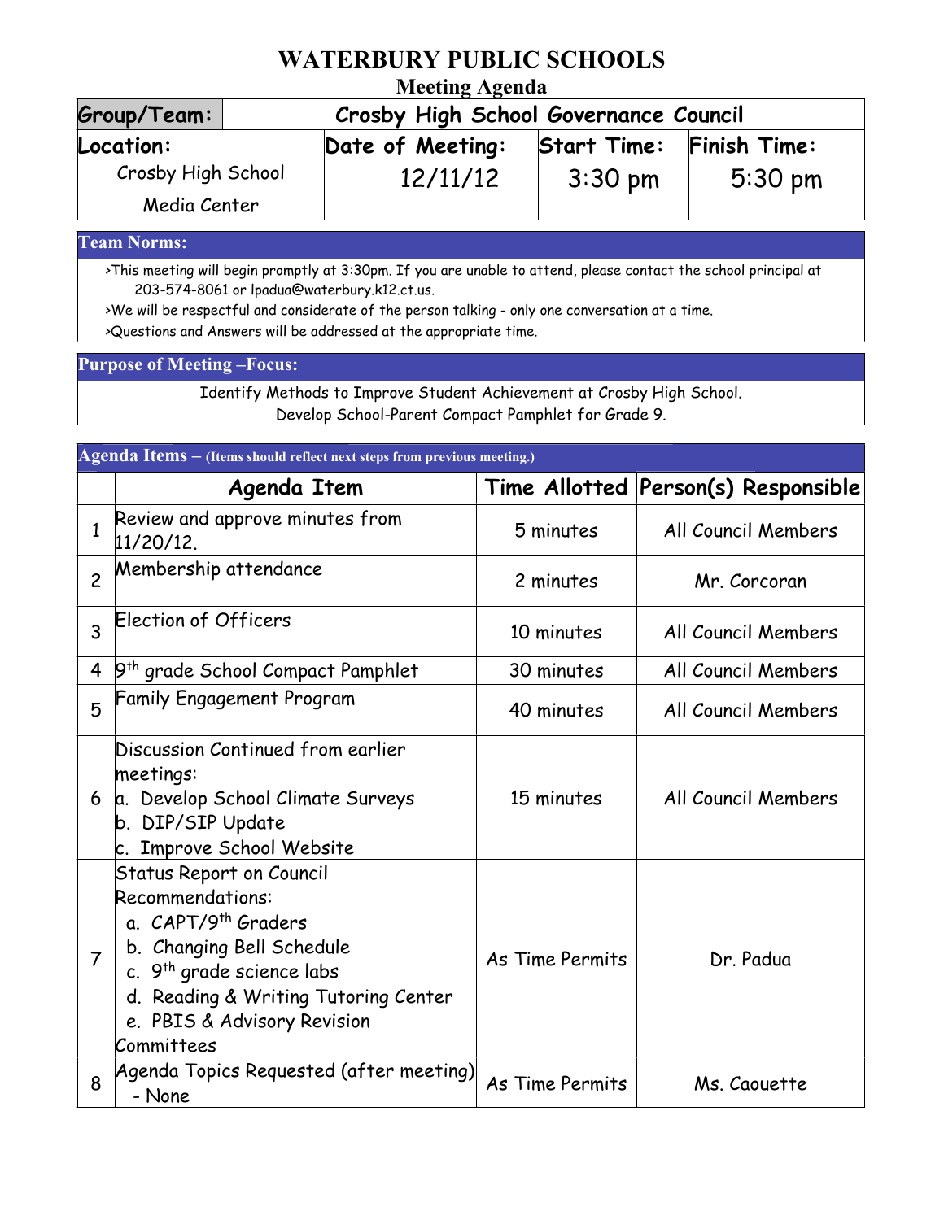# WATERBURY PUBLIC SCHOOLS

## Meeting Agenda

| Group/Team: | Crosby High School Governance Council | | |
|---|---|---|---|
| **Location:** Crosby High School Media Center | **Date of Meeting:** 12/11/12 | **Start Time:** 3:30 pm | **Finish Time:** 5:30 pm |

### Team Norms:

>This meeting will begin promptly at 3:30pm. If you are unable to attend, please contact the school principal at 203-574-8061 or lpadua@waterbury.k12.ct.us.

>We will be respectful and considerate of the person talking - only one conversation at a time.

>Questions and Answers will be addressed at the appropriate time.

### Purpose of Meeting –Focus:

Identify Methods to Improve Student Achievement at Crosby High School.
Develop School-Parent Compact Pamphlet for Grade 9.

### Agenda Items – (Items should reflect next steps from previous meeting.)

| | Agenda Item | Time Allotted | Person(s) Responsible |
|---|---|---|---|
| 1 | Review and approve minutes from 11/20/12. | 5 minutes | All Council Members |
| 2 | Membership attendance | 2 minutes | Mr. Corcoran |
| 3 | Election of Officers | 10 minutes | All Council Members |
| 4 | 9th grade School Compact Pamphlet | 30 minutes | All Council Members |
| 5 | Family Engagement Program | 40 minutes | All Council Members |
| 6 | Discussion Continued from earlier meetings:<br>a. Develop School Climate Surveys<br>b. DIP/SIP Update<br>c. Improve School Website | 15 minutes | All Council Members |
| 7 | Status Report on Council Recommendations:<br>a. CAPT/9th Graders<br>b. Changing Bell Schedule<br>c. 9th grade science labs<br>d. Reading & Writing Tutoring Center<br>e. PBIS & Advisory Revision Committees | As Time Permits | Dr. Padua |
| 8 | Agenda Topics Requested (after meeting)<br>- None | As Time Permits | Ms. Caouette |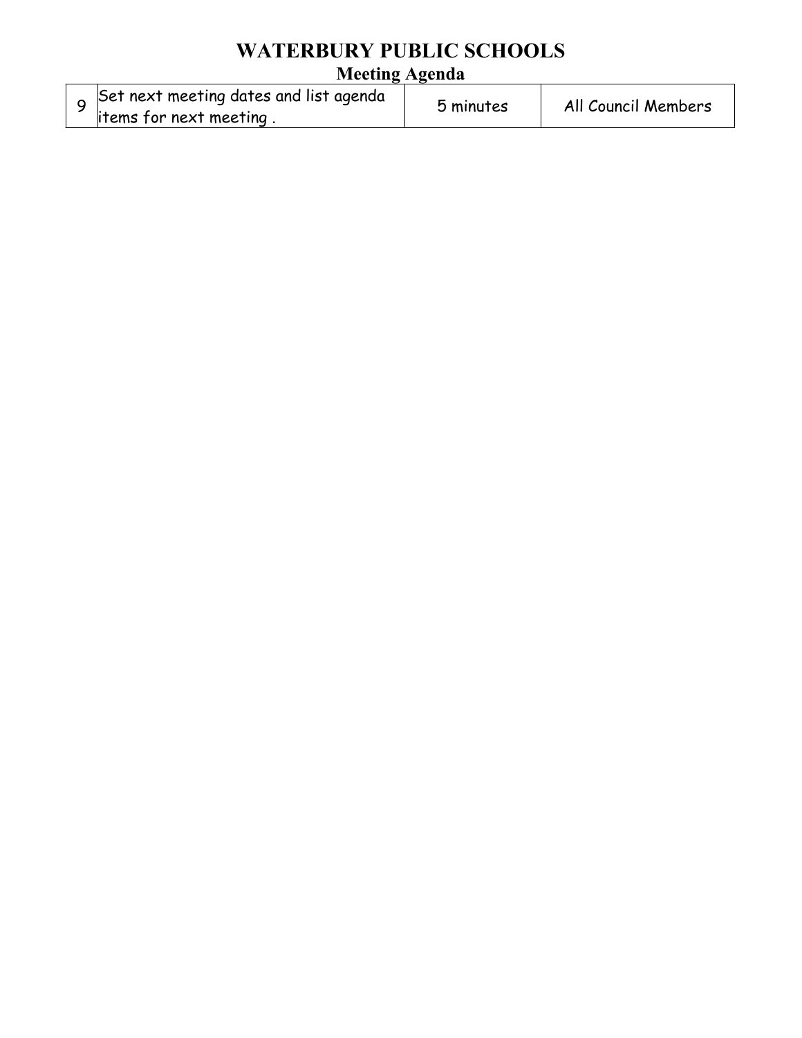| | | | |
|---|---|---|---|
| 9 | Set next meeting dates and list agenda items for next meeting . | 5 minutes | All Council Members |